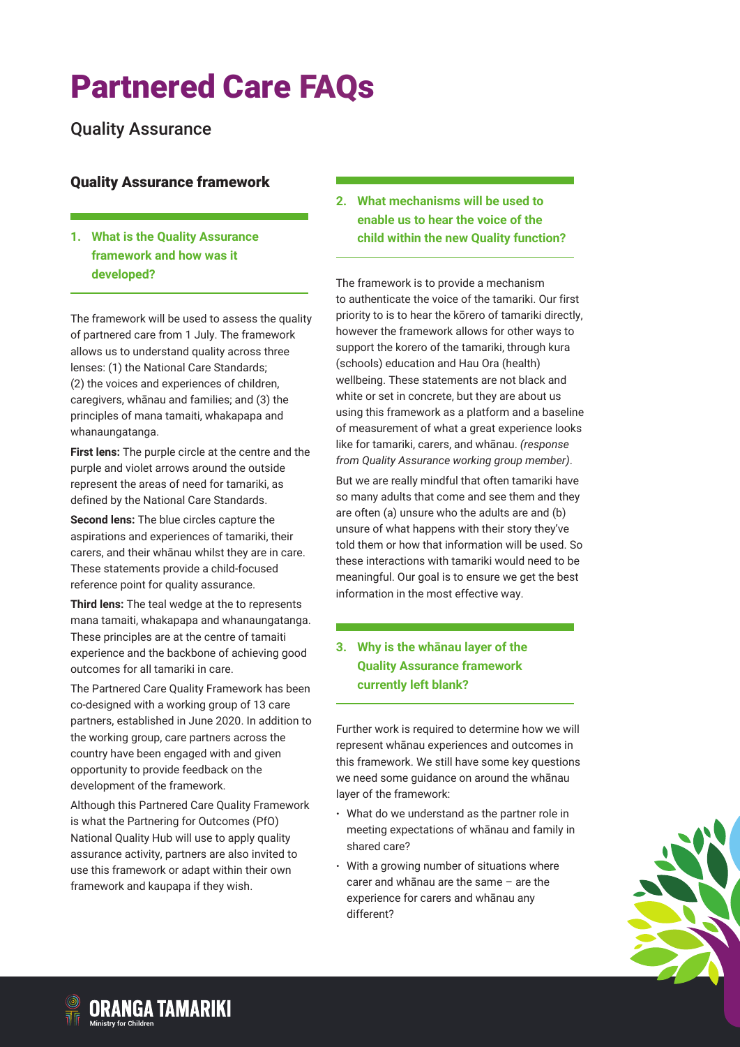# Partnered Care FAQs

Quality Assurance

## Quality Assurance framework

### 1. What is the Quality Assurance framework and how was it developed?

The framework will be used to assess the quality of partnered care from 1 July. The framework allows us to understand quality across three lenses: (1) the National Care Standards; (2) the voices and experiences of children, caregivers, whānau and families; and (3) the principles of mana tamaiti, whakapapa and whanaungatanga.

**First lens:** The purple circle at the centre and the purple and violet arrows around the outside represent the areas of need for tamariki, as defined by the National Care Standards.

**Second lens:** The blue circles capture the aspirations and experiences of tamariki, their carers, and their whānau whilst they are in care. These statements provide a child-focused reference point for quality assurance.

**Third lens:** The teal wedge at the to represents mana tamaiti, whakapapa and whanaungatanga. These principles are at the centre of tamaiti experience and the backbone of achieving good outcomes for all tamariki in care.

The Partnered Care Quality Framework has been co-designed with a working group of 13 care partners, established in June 2020. In addition to the working group, care partners across the country have been engaged with and given opportunity to provide feedback on the development of the framework.

Although this Partnered Care Quality Framework is what the Partnering for Outcomes (PfO) National Quality Hub will use to apply quality assurance activity, partners are also invited to use this framework or adapt within their own framework and kaupapa if they wish.

### 2. What mechanisms will be used to enable us to hear the voice of the child within the new Quality function?

The framework is to provide a mechanism to authenticate the voice of the tamariki. Our first priority to is to hear the kōrero of tamariki directly, however the framework allows for other ways to support the korero of the tamariki, through kura (schools) education and Hau Ora (health) wellbeing. These statements are not black and white or set in concrete, but they are about us using this framework as a platform and a baseline of measurement of what a great experience looks like for tamariki, carers, and whānau. *(response from Quality Assurance working group member)*.

But we are really mindful that often tamariki have so many adults that come and see them and they are often (a) unsure who the adults are and (b) unsure of what happens with their story they've told them or how that information will be used. So these interactions with tamariki would need to be meaningful. Our goal is to ensure we get the best information in the most effective way.

### 3. Why is the whānau layer of the Quality Assurance framework currently left blank?

Further work is required to determine how we will represent whānau experiences and outcomes in this framework. We still have some key questions we need some guidance on around the whānau layer of the framework:

- What do we understand as the partner role in meeting expectations of whānau and family in shared care?
- With a growing number of situations where carer and whānau are the same – are the experience for carers and whānau any different?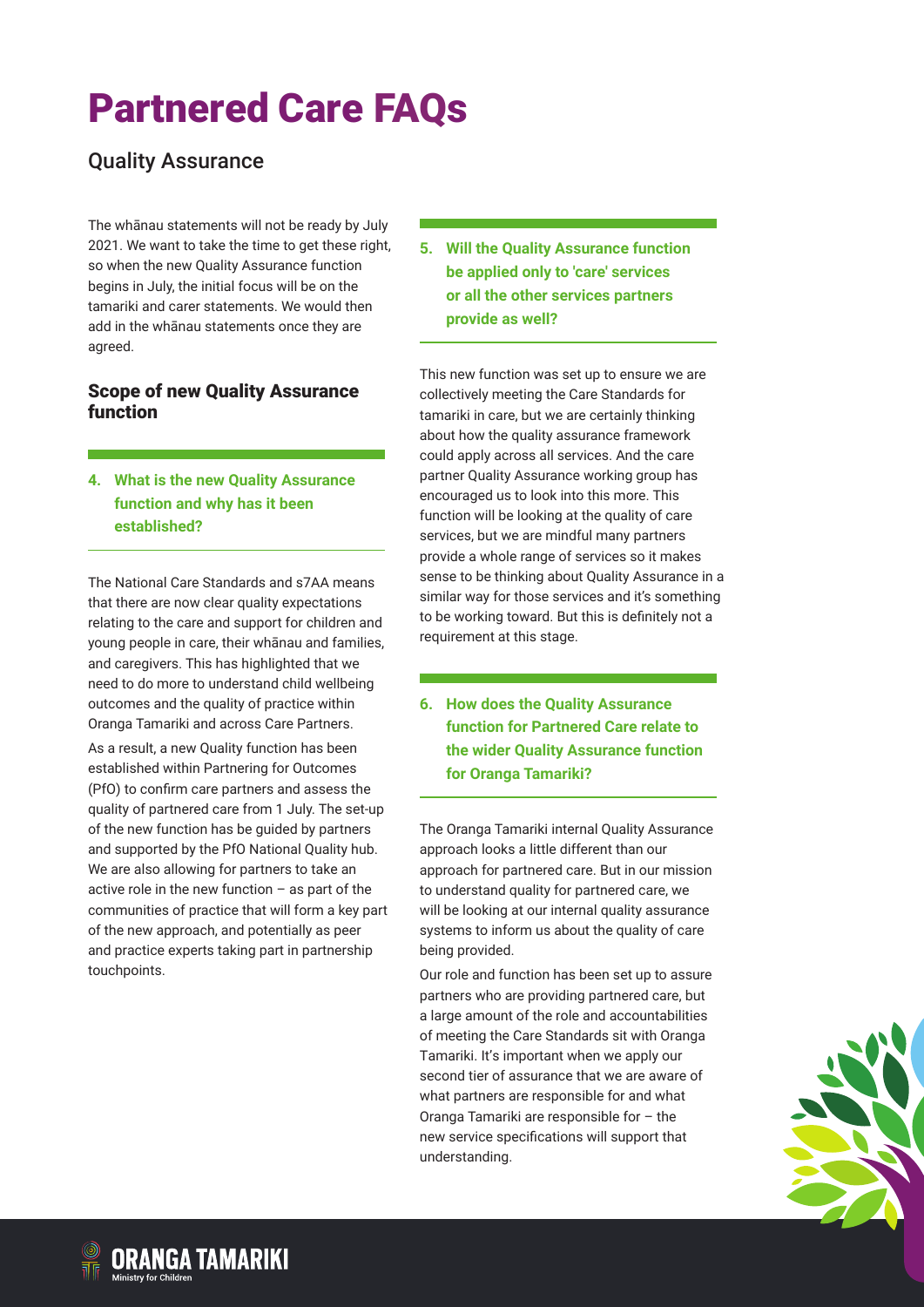# Partnered Care FAQs

## Quality Assurance

The whānau statements will not be ready by July 2021. We want to take the time to get these right, so when the new Quality Assurance function begins in July, the initial focus will be on the tamariki and carer statements. We would then add in the whānau statements once they are agreed.

### Scope of new Quality Assurance function

**4. What is the new Quality Assurance function and why has it been established?**

The National Care Standards and s7AA means that there are now clear quality expectations relating to the care and support for children and young people in care, their whānau and families, and caregivers. This has highlighted that we need to do more to understand child wellbeing outcomes and the quality of practice within Oranga Tamariki and across Care Partners.

As a result, a new Quality function has been established within Partnering for Outcomes (PfO) to confirm care partners and assess the quality of partnered care from 1 July. The set-up of the new function has be guided by partners and supported by the PfO National Quality hub. We are also allowing for partners to take an active role in the new function – as part of the communities of practice that will form a key part of the new approach, and potentially as peer and practice experts taking part in partnership touchpoints.

**5. Will the Quality Assurance function be applied only to 'care' services or all the other services partners provide as well?**

This new function was set up to ensure we are collectively meeting the Care Standards for tamariki in care, but we are certainly thinking about how the quality assurance framework could apply across all services. And the care partner Quality Assurance working group has encouraged us to look into this more. This function will be looking at the quality of care services, but we are mindful many partners provide a whole range of services so it makes sense to be thinking about Quality Assurance in a similar way for those services and it's something to be working toward. But this is definitely not a requirement at this stage.

**6. How does the Quality Assurance function for Partnered Care relate to the wider Quality Assurance function for Oranga Tamariki?**

The Oranga Tamariki internal Quality Assurance approach looks a little different than our approach for partnered care. But in our mission to understand quality for partnered care, we will be looking at our internal quality assurance systems to inform us about the quality of care being provided.

Our role and function has been set up to assure partners who are providing partnered care, but a large amount of the role and accountabilities of meeting the Care Standards sit with Oranga Tamariki. It's important when we apply our second tier of assurance that we are aware of what partners are responsible for and what Oranga Tamariki are responsible for – the new service specifications will support that understanding.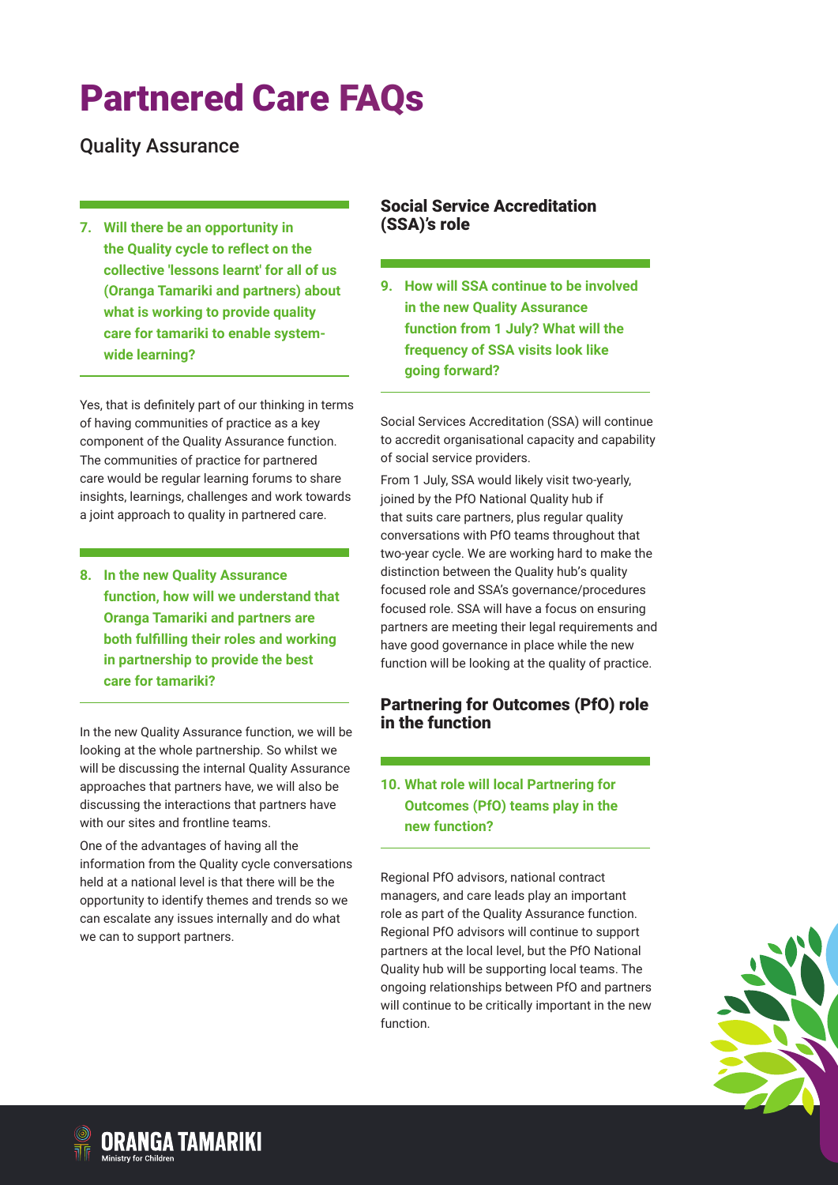# Partnered Care FAQs

## Quality Assurance

**7. Will there be an opportunity in the Quality cycle to reflect on the collective 'lessons learnt' for all of us (Oranga Tamariki and partners) about what is working to provide quality care for tamariki to enable system-wide learning?**

Yes, that is definitely part of our thinking in terms of having communities of practice as a key component of the Quality Assurance function. The communities of practice for partnered care would be regular learning forums to share insights, learnings, challenges and work towards a joint approach to quality in partnered care.

**8. In the new Quality Assurance function, how will we understand that Oranga Tamariki and partners are both fulfilling their roles and working in partnership to provide the best care for tamariki?**

In the new Quality Assurance function, we will be looking at the whole partnership. So whilst we will be discussing the internal Quality Assurance approaches that partners have, we will also be discussing the interactions that partners have with our sites and frontline teams.

One of the advantages of having all the information from the Quality cycle conversations held at a national level is that there will be the opportunity to identify themes and trends so we can escalate any issues internally and do what we can to support partners.

### Social Service Accreditation (SSA)'s role

**9. How will SSA continue to be involved in the new Quality Assurance function from 1 July? What will the frequency of SSA visits look like going forward?**

Social Services Accreditation (SSA) will continue to accredit organisational capacity and capability of social service providers.

From 1 July, SSA would likely visit two-yearly, joined by the PfO National Quality hub if that suits care partners, plus regular quality conversations with PfO teams throughout that two-year cycle. We are working hard to make the distinction between the Quality hub's quality focused role and SSA's governance/procedures focused role. SSA will have a focus on ensuring partners are meeting their legal requirements and have good governance in place while the new function will be looking at the quality of practice.

### Partnering for Outcomes (PfO) role in the function

**10. What role will local Partnering for Outcomes (PfO) teams play in the new function?**

Regional PfO advisors, national contract managers, and care leads play an important role as part of the Quality Assurance function. Regional PfO advisors will continue to support partners at the local level, but the PfO National Quality hub will be supporting local teams. The ongoing relationships between PfO and partners will continue to be critically important in the new function.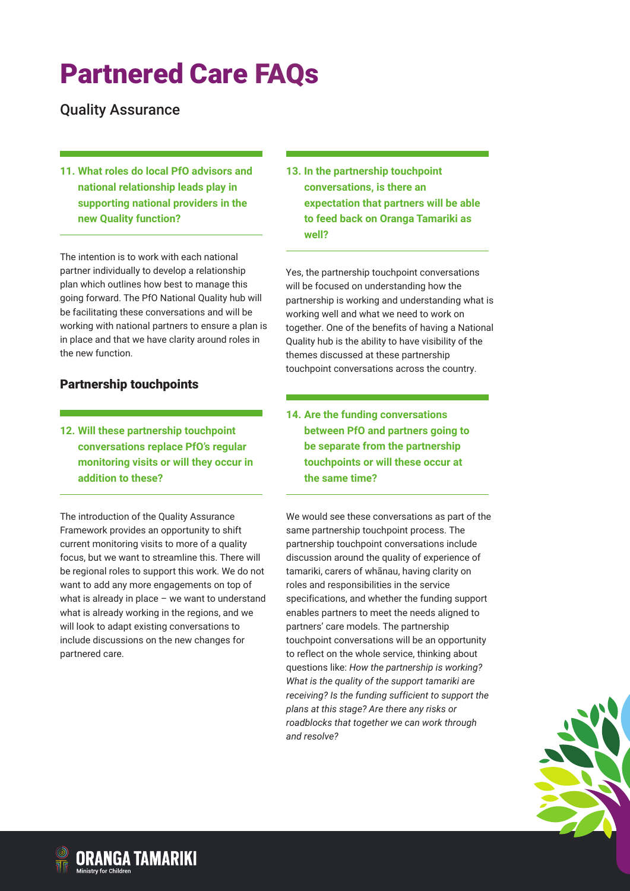# Partnered Care FAQs

## Quality Assurance

**11. What roles do local PfO advisors and national relationship leads play in supporting national providers in the new Quality function?**

The intention is to work with each national partner individually to develop a relationship plan which outlines how best to manage this going forward. The PfO National Quality hub will be facilitating these conversations and will be working with national partners to ensure a plan is in place and that we have clarity around roles in the new function.

### Partnership touchpoints

**12. Will these partnership touchpoint conversations replace PfO's regular monitoring visits or will they occur in addition to these?**

The introduction of the Quality Assurance Framework provides an opportunity to shift current monitoring visits to more of a quality focus, but we want to streamline this. There will be regional roles to support this work. We do not want to add any more engagements on top of what is already in place – we want to understand what is already working in the regions, and we will look to adapt existing conversations to include discussions on the new changes for partnered care.

**13. In the partnership touchpoint conversations, is there an expectation that partners will be able to feed back on Oranga Tamariki as well?**

Yes, the partnership touchpoint conversations will be focused on understanding how the partnership is working and understanding what is working well and what we need to work on together. One of the benefits of having a National Quality hub is the ability to have visibility of the themes discussed at these partnership touchpoint conversations across the country.

**14. Are the funding conversations between PfO and partners going to be separate from the partnership touchpoints or will these occur at the same time?**

We would see these conversations as part of the same partnership touchpoint process. The partnership touchpoint conversations include discussion around the quality of experience of tamariki, carers of whānau, having clarity on roles and responsibilities in the service specifications, and whether the funding support enables partners to meet the needs aligned to partners' care models. The partnership touchpoint conversations will be an opportunity to reflect on the whole service, thinking about questions like: *How the partnership is working? What is the quality of the support tamariki are receiving? Is the funding sufficient to support the plans at this stage? Are there any risks or roadblocks that together we can work through and resolve?*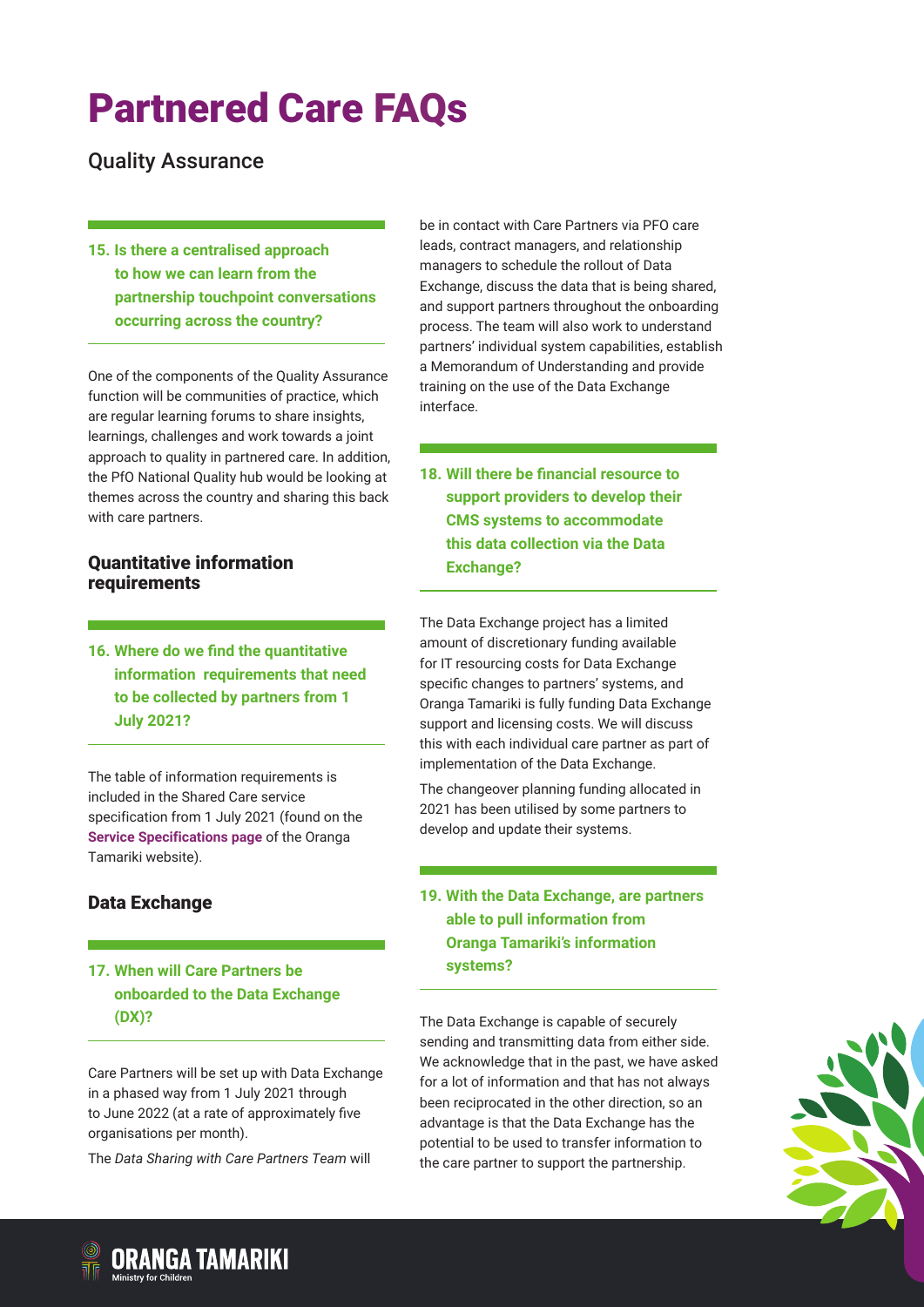# Partnered Care FAQs

## Quality Assurance

### 15. Is there a centralised approach to how we can learn from the partnership touchpoint conversations occurring across the country?

One of the components of the Quality Assurance function will be communities of practice, which are regular learning forums to share insights, learnings, challenges and work towards a joint approach to quality in partnered care. In addition, the PfO National Quality hub would be looking at themes across the country and sharing this back with care partners.

## Quantitative information requirements

### 16. Where do we find the quantitative information requirements that need to be collected by partners from 1 July 2021?

The table of information requirements is included in the Shared Care service specification from 1 July 2021 (found on the **Service Specifications page** of the Oranga Tamariki website).

## Data Exchange

### 17. When will Care Partners be onboarded to the Data Exchange (DX)?

Care Partners will be set up with Data Exchange in a phased way from 1 July 2021 through to June 2022 (at a rate of approximately five organisations per month).

The *Data Sharing with Care Partners Team* will be in contact with Care Partners via PFO care leads, contract managers, and relationship managers to schedule the rollout of Data Exchange, discuss the data that is being shared, and support partners throughout the onboarding process. The team will also work to understand partners' individual system capabilities, establish a Memorandum of Understanding and provide training on the use of the Data Exchange interface.

### 18. Will there be financial resource to support providers to develop their CMS systems to accommodate this data collection via the Data Exchange?

The Data Exchange project has a limited amount of discretionary funding available for IT resourcing costs for Data Exchange specific changes to partners' systems, and Oranga Tamariki is fully funding Data Exchange support and licensing costs. We will discuss this with each individual care partner as part of implementation of the Data Exchange.

The changeover planning funding allocated in 2021 has been utilised by some partners to develop and update their systems.

### 19. With the Data Exchange, are partners able to pull information from Oranga Tamariki's information systems?

The Data Exchange is capable of securely sending and transmitting data from either side. We acknowledge that in the past, we have asked for a lot of information and that has not always been reciprocated in the other direction, so an advantage is that the Data Exchange has the potential to be used to transfer information to the care partner to support the partnership.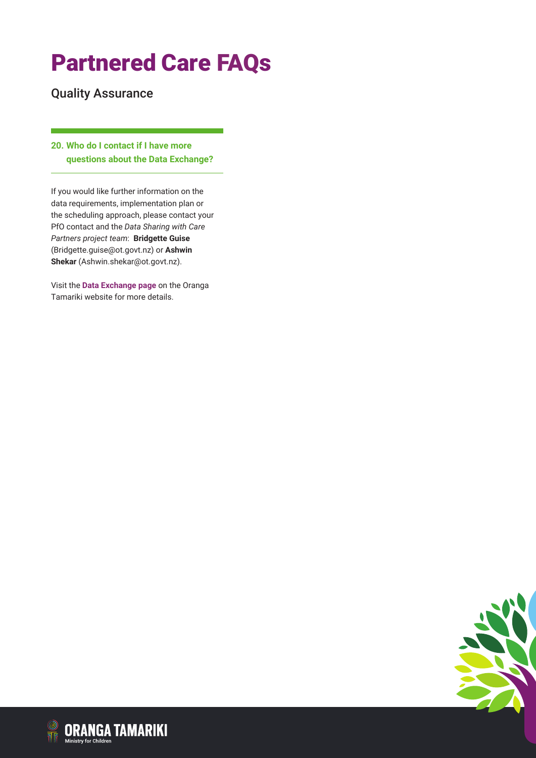# Partnered Care FAQs

## Quality Assurance

### 20. Who do I contact if I have more questions about the Data Exchange?

If you would like further information on the data requirements, implementation plan or the scheduling approach, please contact your PfO contact and the *Data Sharing with Care Partners project team*: **Bridgette Guise** (Bridgette.guise@ot.govt.nz) or **Ashwin Shekar** (Ashwin.shekar@ot.govt.nz).

Visit the **Data Exchange page** on the Oranga Tamariki website for more details.